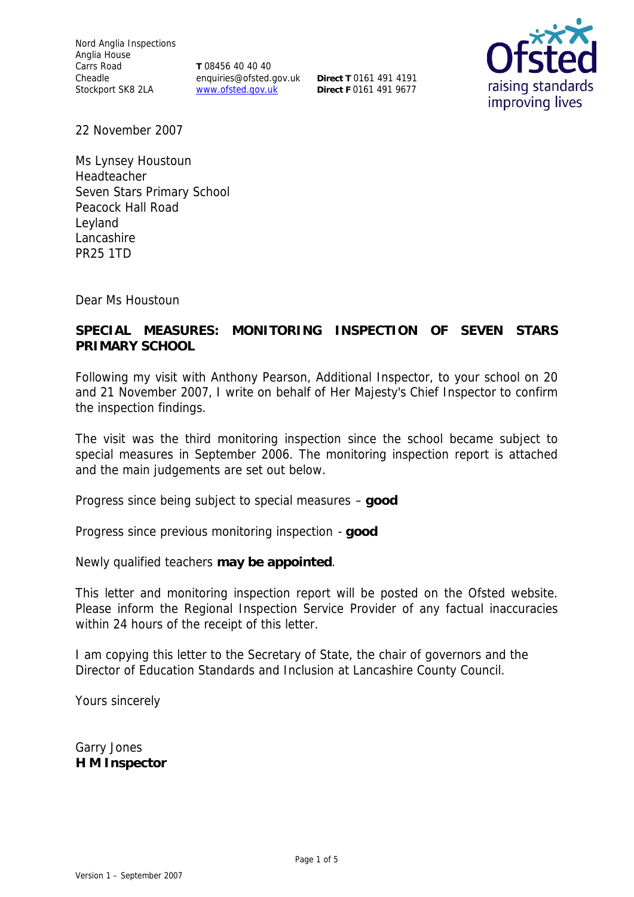Nord Anglia Inspections
Anglia House
Carrs Road
Cheadle
Stockport SK8 2LA

**T** 08456 40 40 40
enquiries@ofsted.gov.uk
www.ofsted.gov.uk

**Direct T** 0161 491 4191
**Direct F** 0161 491 9677

22 November 2007

Ms Lynsey Houstoun
Headteacher
Seven Stars Primary School
Peacock Hall Road
Leyland
Lancashire
PR25 1TD

Dear Ms Houstoun

**SPECIAL MEASURES: MONITORING INSPECTION OF SEVEN STARS PRIMARY SCHOOL**

Following my visit with Anthony Pearson, Additional Inspector, to your school on 20 and 21 November 2007, I write on behalf of Her Majesty's Chief Inspector to confirm the inspection findings.

The visit was the third monitoring inspection since the school became subject to special measures in September 2006. The monitoring inspection report is attached and the main judgements are set out below.

Progress since being subject to special measures – **good**

Progress since previous monitoring inspection - **good**

Newly qualified teachers **may be appointed**.

This letter and monitoring inspection report will be posted on the Ofsted website. Please inform the Regional Inspection Service Provider of any factual inaccuracies within 24 hours of the receipt of this letter.

I am copying this letter to the Secretary of State, the chair of governors and the Director of Education Standards and Inclusion at Lancashire County Council.

Yours sincerely

Garry Jones
**H M Inspector**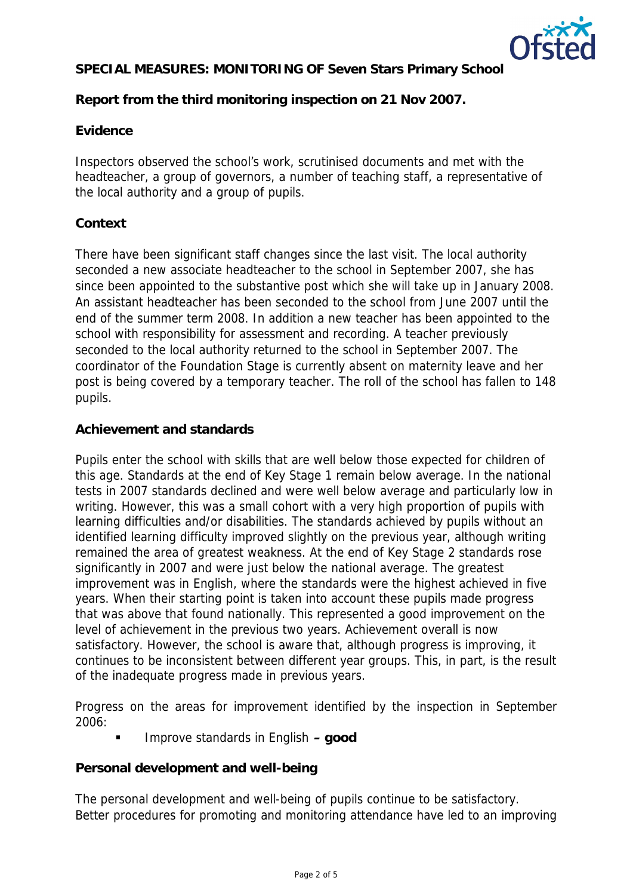**SPECIAL MEASURES: MONITORING OF Seven Stars Primary School**

**Report from the third monitoring inspection on 21 Nov 2007.**

**Evidence**

Inspectors observed the school's work, scrutinised documents and met with the headteacher, a group of governors, a number of teaching staff, a representative of the local authority and a group of pupils.

**Context**

There have been significant staff changes since the last visit. The local authority seconded a new associate headteacher to the school in September 2007, she has since been appointed to the substantive post which she will take up in January 2008. An assistant headteacher has been seconded to the school from June 2007 until the end of the summer term 2008. In addition a new teacher has been appointed to the school with responsibility for assessment and recording. A teacher previously seconded to the local authority returned to the school in September 2007. The coordinator of the Foundation Stage is currently absent on maternity leave and her post is being covered by a temporary teacher. The roll of the school has fallen to 148 pupils.

**Achievement and standards**

Pupils enter the school with skills that are well below those expected for children of this age. Standards at the end of Key Stage 1 remain below average. In the national tests in 2007 standards declined and were well below average and particularly low in writing. However, this was a small cohort with a very high proportion of pupils with learning difficulties and/or disabilities. The standards achieved by pupils without an identified learning difficulty improved slightly on the previous year, although writing remained the area of greatest weakness. At the end of Key Stage 2 standards rose significantly in 2007 and were just below the national average. The greatest improvement was in English, where the standards were the highest achieved in five years. When their starting point is taken into account these pupils made progress that was above that found nationally. This represented a good improvement on the level of achievement in the previous two years. Achievement overall is now satisfactory. However, the school is aware that, although progress is improving, it continues to be inconsistent between different year groups. This, in part, is the result of the inadequate progress made in previous years.

Progress on the areas for improvement identified by the inspection in September 2006:

- Improve standards in English **– good**

**Personal development and well-being**

The personal development and well-being of pupils continue to be satisfactory. Better procedures for promoting and monitoring attendance have led to an improving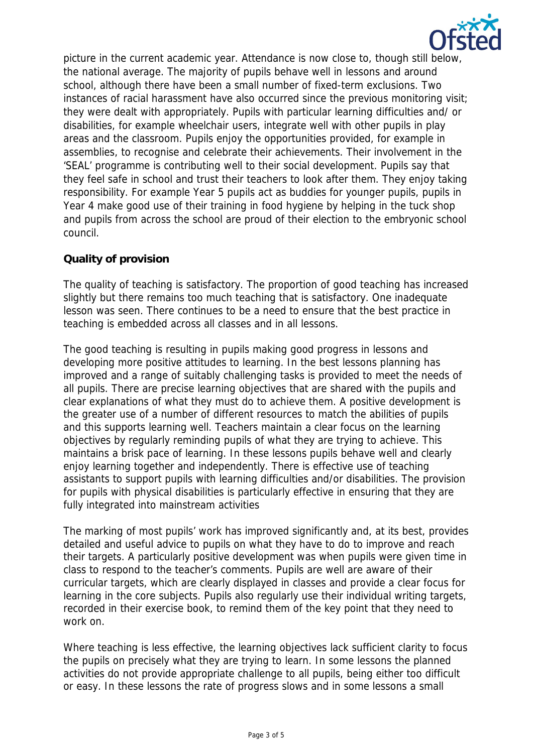picture in the current academic year. Attendance is now close to, though still below, the national average. The majority of pupils behave well in lessons and around school, although there have been a small number of fixed-term exclusions. Two instances of racial harassment have also occurred since the previous monitoring visit; they were dealt with appropriately. Pupils with particular learning difficulties and/ or disabilities, for example wheelchair users, integrate well with other pupils in play areas and the classroom. Pupils enjoy the opportunities provided, for example in assemblies, to recognise and celebrate their achievements. Their involvement in the 'SEAL' programme is contributing well to their social development. Pupils say that they feel safe in school and trust their teachers to look after them. They enjoy taking responsibility. For example Year 5 pupils act as buddies for younger pupils, pupils in Year 4 make good use of their training in food hygiene by helping in the tuck shop and pupils from across the school are proud of their election to the embryonic school council.

**Quality of provision**

The quality of teaching is satisfactory. The proportion of good teaching has increased slightly but there remains too much teaching that is satisfactory. One inadequate lesson was seen. There continues to be a need to ensure that the best practice in teaching is embedded across all classes and in all lessons.

The good teaching is resulting in pupils making good progress in lessons and developing more positive attitudes to learning. In the best lessons planning has improved and a range of suitably challenging tasks is provided to meet the needs of all pupils. There are precise learning objectives that are shared with the pupils and clear explanations of what they must do to achieve them. A positive development is the greater use of a number of different resources to match the abilities of pupils and this supports learning well. Teachers maintain a clear focus on the learning objectives by regularly reminding pupils of what they are trying to achieve. This maintains a brisk pace of learning. In these lessons pupils behave well and clearly enjoy learning together and independently. There is effective use of teaching assistants to support pupils with learning difficulties and/or disabilities. The provision for pupils with physical disabilities is particularly effective in ensuring that they are fully integrated into mainstream activities

The marking of most pupils' work has improved significantly and, at its best, provides detailed and useful advice to pupils on what they have to do to improve and reach their targets. A particularly positive development was when pupils were given time in class to respond to the teacher's comments. Pupils are well are aware of their curricular targets, which are clearly displayed in classes and provide a clear focus for learning in the core subjects. Pupils also regularly use their individual writing targets, recorded in their exercise book, to remind them of the key point that they need to work on.

Where teaching is less effective, the learning objectives lack sufficient clarity to focus the pupils on precisely what they are trying to learn. In some lessons the planned activities do not provide appropriate challenge to all pupils, being either too difficult or easy. In these lessons the rate of progress slows and in some lessons a small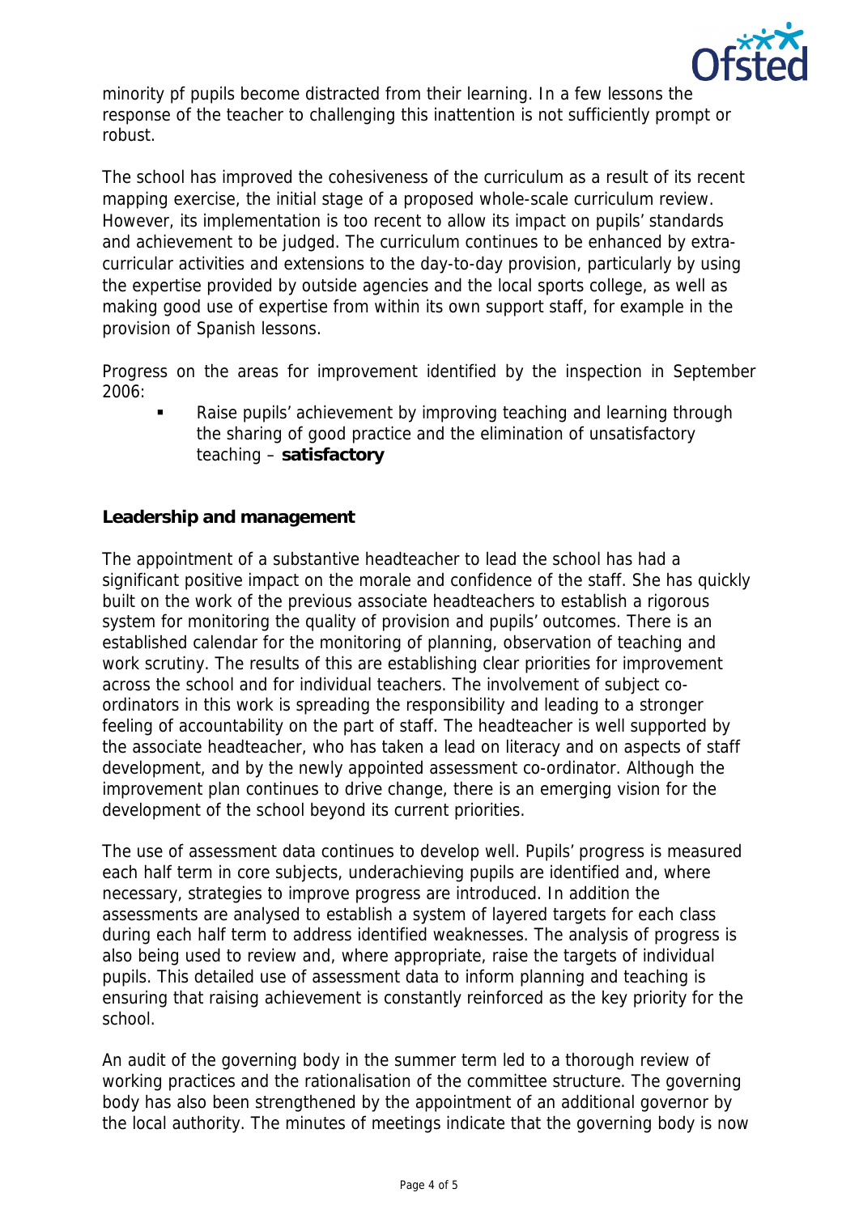minority pf pupils become distracted from their learning. In a few lessons the response of the teacher to challenging this inattention is not sufficiently prompt or robust.

The school has improved the cohesiveness of the curriculum as a result of its recent mapping exercise, the initial stage of a proposed whole-scale curriculum review. However, its implementation is too recent to allow its impact on pupils' standards and achievement to be judged. The curriculum continues to be enhanced by extra-curricular activities and extensions to the day-to-day provision, particularly by using the expertise provided by outside agencies and the local sports college, as well as making good use of expertise from within its own support staff, for example in the provision of Spanish lessons.

Progress on the areas for improvement identified by the inspection in September 2006:

- Raise pupils' achievement by improving teaching and learning through the sharing of good practice and the elimination of unsatisfactory teaching – **satisfactory**

**Leadership and management**

The appointment of a substantive headteacher to lead the school has had a significant positive impact on the morale and confidence of the staff. She has quickly built on the work of the previous associate headteachers to establish a rigorous system for monitoring the quality of provision and pupils' outcomes. There is an established calendar for the monitoring of planning, observation of teaching and work scrutiny. The results of this are establishing clear priorities for improvement across the school and for individual teachers. The involvement of subject co-ordinators in this work is spreading the responsibility and leading to a stronger feeling of accountability on the part of staff. The headteacher is well supported by the associate headteacher, who has taken a lead on literacy and on aspects of staff development, and by the newly appointed assessment co-ordinator. Although the improvement plan continues to drive change, there is an emerging vision for the development of the school beyond its current priorities.

The use of assessment data continues to develop well. Pupils' progress is measured each half term in core subjects, underachieving pupils are identified and, where necessary, strategies to improve progress are introduced. In addition the assessments are analysed to establish a system of layered targets for each class during each half term to address identified weaknesses. The analysis of progress is also being used to review and, where appropriate, raise the targets of individual pupils. This detailed use of assessment data to inform planning and teaching is ensuring that raising achievement is constantly reinforced as the key priority for the school.

An audit of the governing body in the summer term led to a thorough review of working practices and the rationalisation of the committee structure. The governing body has also been strengthened by the appointment of an additional governor by the local authority. The minutes of meetings indicate that the governing body is now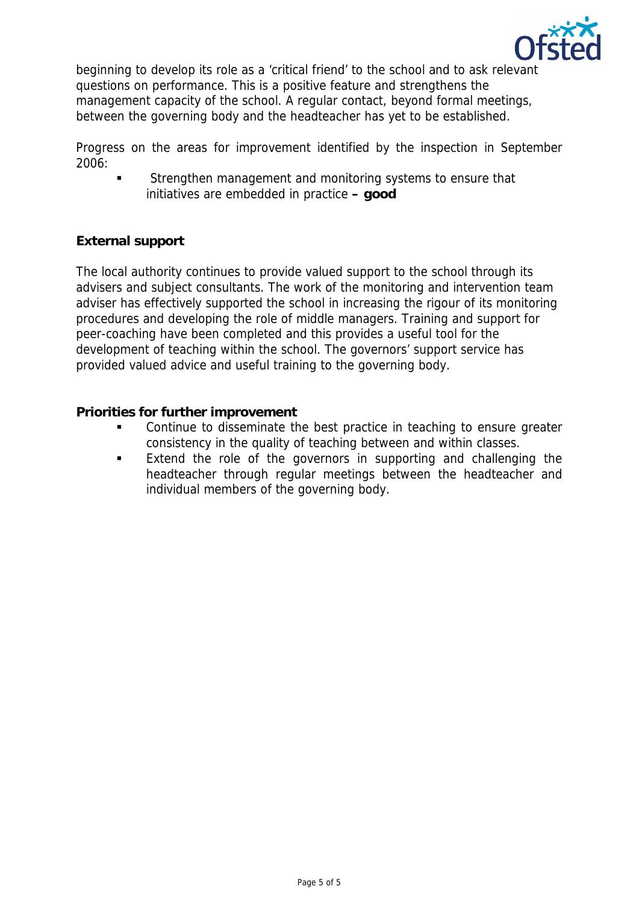beginning to develop its role as a 'critical friend' to the school and to ask relevant questions on performance. This is a positive feature and strengthens the management capacity of the school. A regular contact, beyond formal meetings, between the governing body and the headteacher has yet to be established.

Progress on the areas for improvement identified by the inspection in September 2006:

- Strengthen management and monitoring systems to ensure that initiatives are embedded in practice **– good**

### External support

The local authority continues to provide valued support to the school through its advisers and subject consultants. The work of the monitoring and intervention team adviser has effectively supported the school in increasing the rigour of its monitoring procedures and developing the role of middle managers. Training and support for peer-coaching have been completed and this provides a useful tool for the development of teaching within the school. The governors' support service has provided valued advice and useful training to the governing body.

### Priorities for further improvement

- Continue to disseminate the best practice in teaching to ensure greater consistency in the quality of teaching between and within classes.
- Extend the role of the governors in supporting and challenging the headteacher through regular meetings between the headteacher and individual members of the governing body.